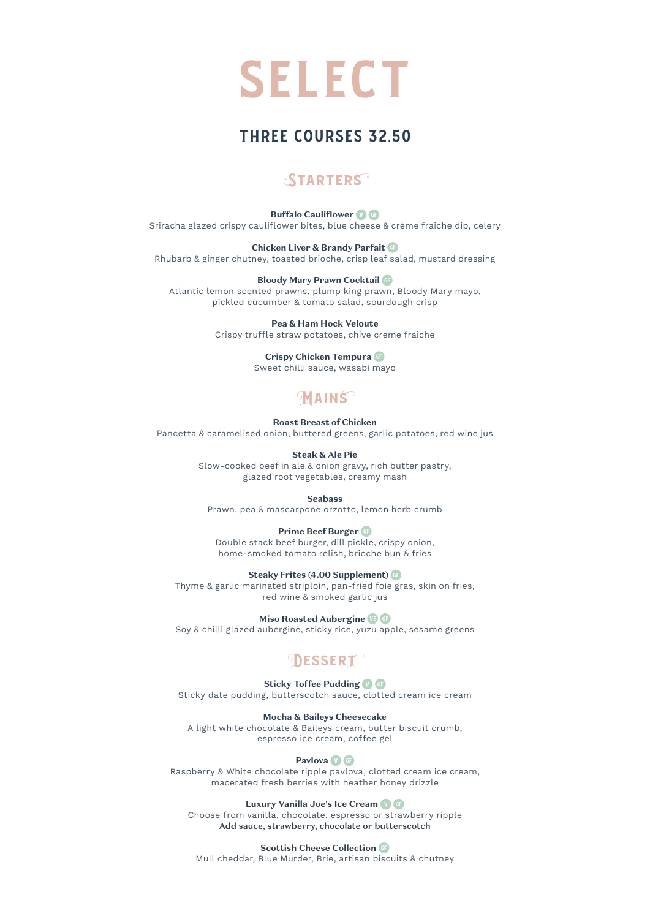# SELECT

## THREE COURSES 32.50

### STARTERS

**Buffalo Cauliflower** V GF
Sriracha glazed crispy cauliflower bites, blue cheese & crème fraiche dip, celery

**Chicken Liver & Brandy Parfait** GF
Rhubarb & ginger chutney, toasted brioche, crisp leaf salad, mustard dressing

**Bloody Mary Prawn Cocktail** GF
Atlantic lemon scented prawns, plump king prawn, Bloody Mary mayo, pickled cucumber & tomato salad, sourdough crisp

**Pea & Ham Hock Veloute**
Crispy truffle straw potatoes, chive creme fraiche

**Crispy Chicken Tempura** GF
Sweet chilli sauce, wasabi mayo

### MAINS

**Roast Breast of Chicken**
Pancetta & caramelised onion, buttered greens, garlic potatoes, red wine jus

**Steak & Ale Pie**
Slow-cooked beef in ale & onion gravy, rich butter pastry, glazed root vegetables, creamy mash

**Seabass**
Prawn, pea & mascarpone orzotto, lemon herb crumb

**Prime Beef Burger** GF
Double stack beef burger, dill pickle, crispy onion, home-smoked tomato relish, brioche bun & fries

**Steaky Frites (4.00 Supplement)** GF
Thyme & garlic marinated striploin, pan-fried foie gras, skin on fries, red wine & smoked garlic jus

**Miso Roasted Aubergine** VE GF
Soy & chilli glazed aubergine, sticky rice, yuzu apple, sesame greens

### DESSERT

**Sticky Toffee Pudding** V GF
Sticky date pudding, butterscotch sauce, clotted cream ice cream

**Mocha & Baileys Cheesecake**
A light white chocolate & Baileys cream, butter biscuit crumb, espresso ice cream, coffee gel

**Pavlova** V GF
Raspberry & White chocolate ripple pavlova, clotted cream ice cream, macerated fresh berries with heather honey drizzle

**Luxury Vanilla Joe's Ice Cream** V GF
Choose from vanilla, chocolate, espresso or strawberry ripple
**Add sauce, strawberry, chocolate or butterscotch**

**Scottish Cheese Collection** GF
Mull cheddar, Blue Murder, Brie, artisan biscuits & chutney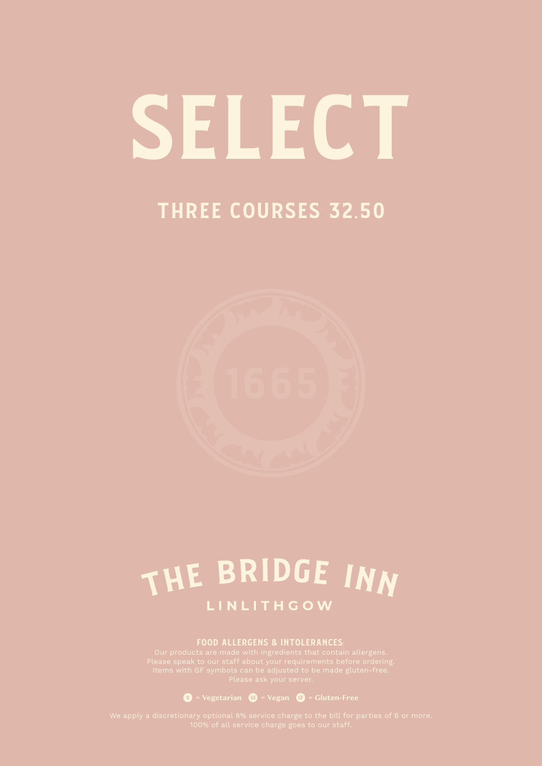# SELECT

## THREE COURSES 32.50

1665

THE BRIDGE INN

LINLITHGOW

**FOOD ALLERGENS & INTOLERANCES**:

Our products are made with ingredients that contain allergens.
Please speak to our staff about your requirements before ordering.
Items with GF symbols can be adjusted to be made gluten-free.
Please ask your server.

V = Vegetarian VE = Vegan GF = Gluten-Free

We apply a discretionary optional 8% service charge to the bill for parties of 6 or more.
100% of all service charge goes to our staff.